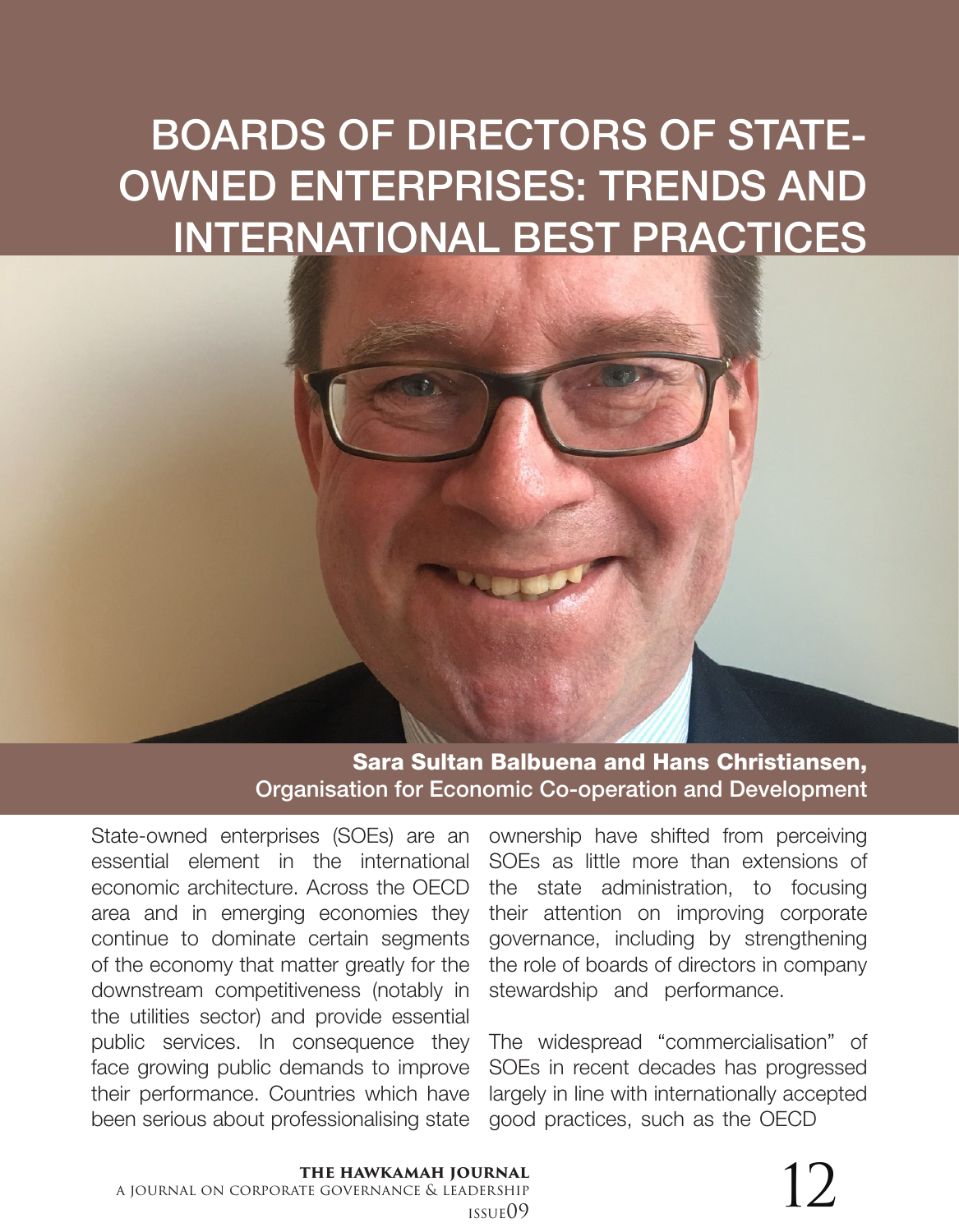# BOARDS OF DIRECTORS OF STATE-OWNED ENTERPRISES: TRENDS AND INTERNATIONAL BEST PRACTICES

**Sara Sultan Balbuena and Hans Christiansen,**
Organisation for Economic Co-operation and Development

State-owned enterprises (SOEs) are an essential element in the international economic architecture. Across the OECD area and in emerging economies they continue to dominate certain segments of the economy that matter greatly for the downstream competitiveness (notably in the utilities sector) and provide essential public services. In consequence they face growing public demands to improve their performance. Countries which have been serious about professionalising state ownership have shifted from perceiving SOEs as little more than extensions of the state administration, to focusing their attention on improving corporate governance, including by strengthening the role of boards of directors in company stewardship and performance.

The widespread "commercialisation" of SOEs in recent decades has progressed largely in line with internationally accepted good practices, such as the OECD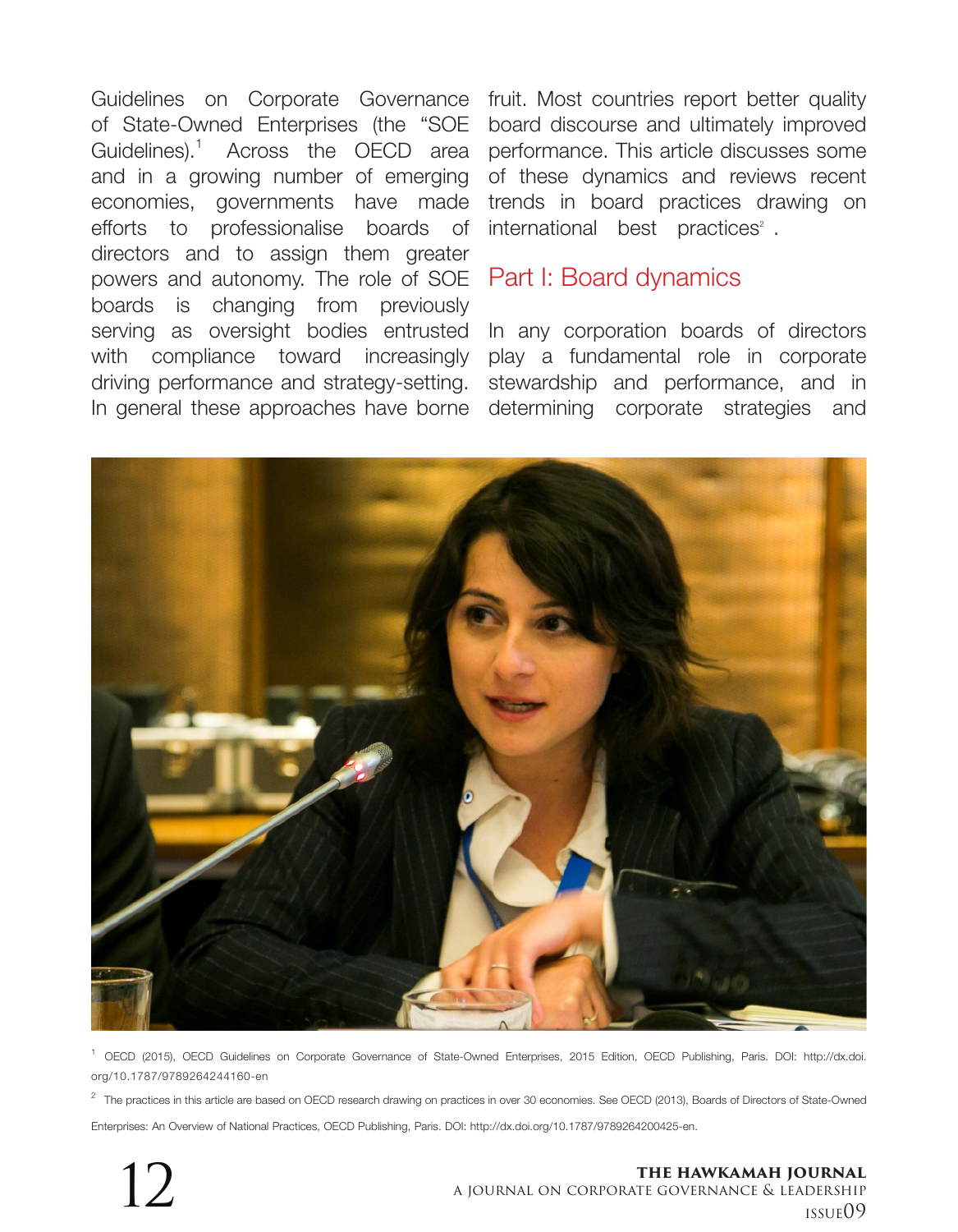Guidelines on Corporate Governance of State-Owned Enterprises (the "SOE Guidelines).[1] Across the OECD area and in a growing number of emerging economies, governments have made efforts to professionalise boards of directors and to assign them greater powers and autonomy. The role of SOE boards is changing from previously serving as oversight bodies entrusted with compliance toward increasingly driving performance and strategy-setting. In general these approaches have borne fruit. Most countries report better quality board discourse and ultimately improved performance. This article discusses some of these dynamics and reviews recent trends in board practices drawing on international best practices[2] .

## Part I: Board dynamics

In any corporation boards of directors play a fundamental role in corporate stewardship and performance, and in determining corporate strategies and

[1] OECD (2015), OECD Guidelines on Corporate Governance of State-Owned Enterprises, 2015 Edition, OECD Publishing, Paris. DOI: http://dx.doi.org/10.1787/9789264244160-en

[2] The practices in this article are based on OECD research drawing on practices in over 30 economies. See OECD (2013), Boards of Directors of State-Owned Enterprises: An Overview of National Practices, OECD Publishing, Paris. DOI: http://dx.doi.org/10.1787/9789264200425-en.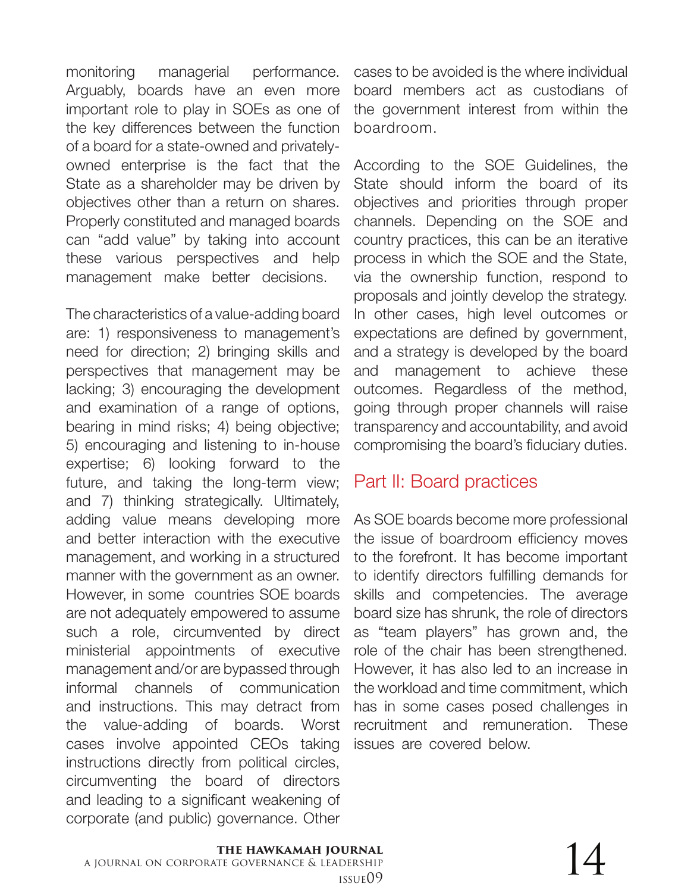monitoring managerial performance. Arguably, boards have an even more important role to play in SOEs as one of the key differences between the function of a board for a state-owned and privately-owned enterprise is the fact that the State as a shareholder may be driven by objectives other than a return on shares. Properly constituted and managed boards can "add value" by taking into account these various perspectives and help management make better decisions.

The characteristics of a value-adding board are: 1) responsiveness to management's need for direction; 2) bringing skills and perspectives that management may be lacking; 3) encouraging the development and examination of a range of options, bearing in mind risks; 4) being objective; 5) encouraging and listening to in-house expertise; 6) looking forward to the future, and taking the long-term view; and 7) thinking strategically. Ultimately, adding value means developing more and better interaction with the executive management, and working in a structured manner with the government as an owner. However, in some countries SOE boards are not adequately empowered to assume such a role, circumvented by direct ministerial appointments of executive management and/or are bypassed through informal channels of communication and instructions. This may detract from the value-adding of boards. Worst cases involve appointed CEOs taking instructions directly from political circles, circumventing the board of directors and leading to a significant weakening of corporate (and public) governance. Other cases to be avoided is the where individual board members act as custodians of the government interest from within the boardroom.

According to the SOE Guidelines, the State should inform the board of its objectives and priorities through proper channels. Depending on the SOE and country practices, this can be an iterative process in which the SOE and the State, via the ownership function, respond to proposals and jointly develop the strategy. In other cases, high level outcomes or expectations are defined by government, and a strategy is developed by the board and management to achieve these outcomes. Regardless of the method, going through proper channels will raise transparency and accountability, and avoid compromising the board's fiduciary duties.

## Part II: Board practices

As SOE boards become more professional the issue of boardroom efficiency moves to the forefront. It has become important to identify directors fulfilling demands for skills and competencies. The average board size has shrunk, the role of directors as "team players" has grown and, the role of the chair has been strengthened. However, it has also led to an increase in the workload and time commitment, which has in some cases posed challenges in recruitment and remuneration. These issues are covered below.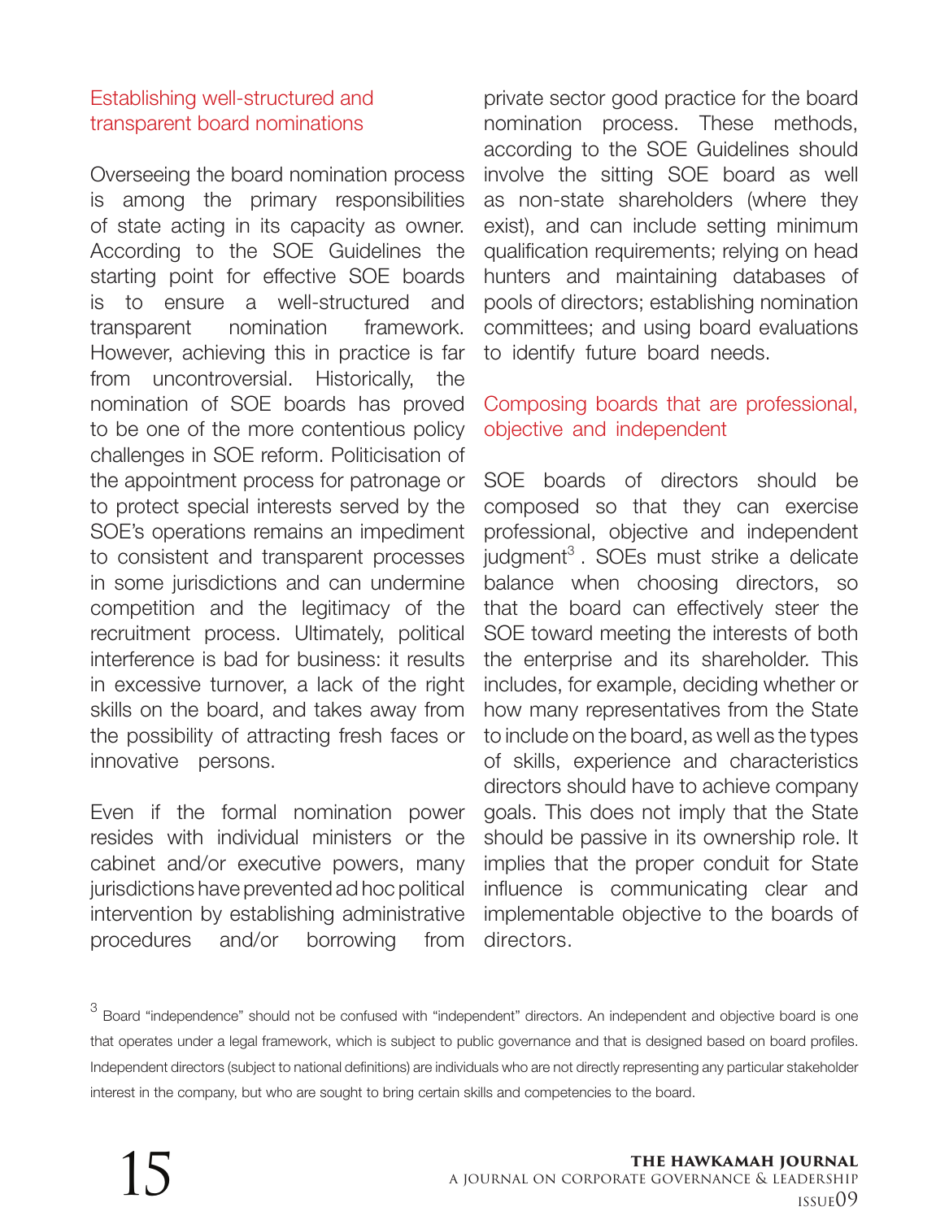## Establishing well-structured and transparent board nominations

Overseeing the board nomination process is among the primary responsibilities of state acting in its capacity as owner. According to the SOE Guidelines the starting point for effective SOE boards is to ensure a well-structured and transparent nomination framework. However, achieving this in practice is far from uncontroversial. Historically, the nomination of SOE boards has proved to be one of the more contentious policy challenges in SOE reform. Politicisation of the appointment process for patronage or to protect special interests served by the SOE's operations remains an impediment to consistent and transparent processes in some jurisdictions and can undermine competition and the legitimacy of the recruitment process. Ultimately, political interference is bad for business: it results in excessive turnover, a lack of the right skills on the board, and takes away from the possibility of attracting fresh faces or innovative persons.

Even if the formal nomination power resides with individual ministers or the cabinet and/or executive powers, many jurisdictions have prevented ad hoc political intervention by establishing administrative procedures and/or borrowing from private sector good practice for the board nomination process. These methods, according to the SOE Guidelines should involve the sitting SOE board as well as non-state shareholders (where they exist), and can include setting minimum qualification requirements; relying on head hunters and maintaining databases of pools of directors; establishing nomination committees; and using board evaluations to identify future board needs.

## Composing boards that are professional, objective and independent

SOE boards of directors should be composed so that they can exercise professional, objective and independent judgment[3] . SOEs must strike a delicate balance when choosing directors, so that the board can effectively steer the SOE toward meeting the interests of both the enterprise and its shareholder. This includes, for example, deciding whether or how many representatives from the State to include on the board, as well as the types of skills, experience and characteristics directors should have to achieve company goals. This does not imply that the State should be passive in its ownership role. It implies that the proper conduit for State influence is communicating clear and implementable objective to the boards of directors.

[3] Board "independence" should not be confused with "independent" directors. An independent and objective board is one that operates under a legal framework, which is subject to public governance and that is designed based on board profiles. Independent directors (subject to national definitions) are individuals who are not directly representing any particular stakeholder interest in the company, but who are sought to bring certain skills and competencies to the board.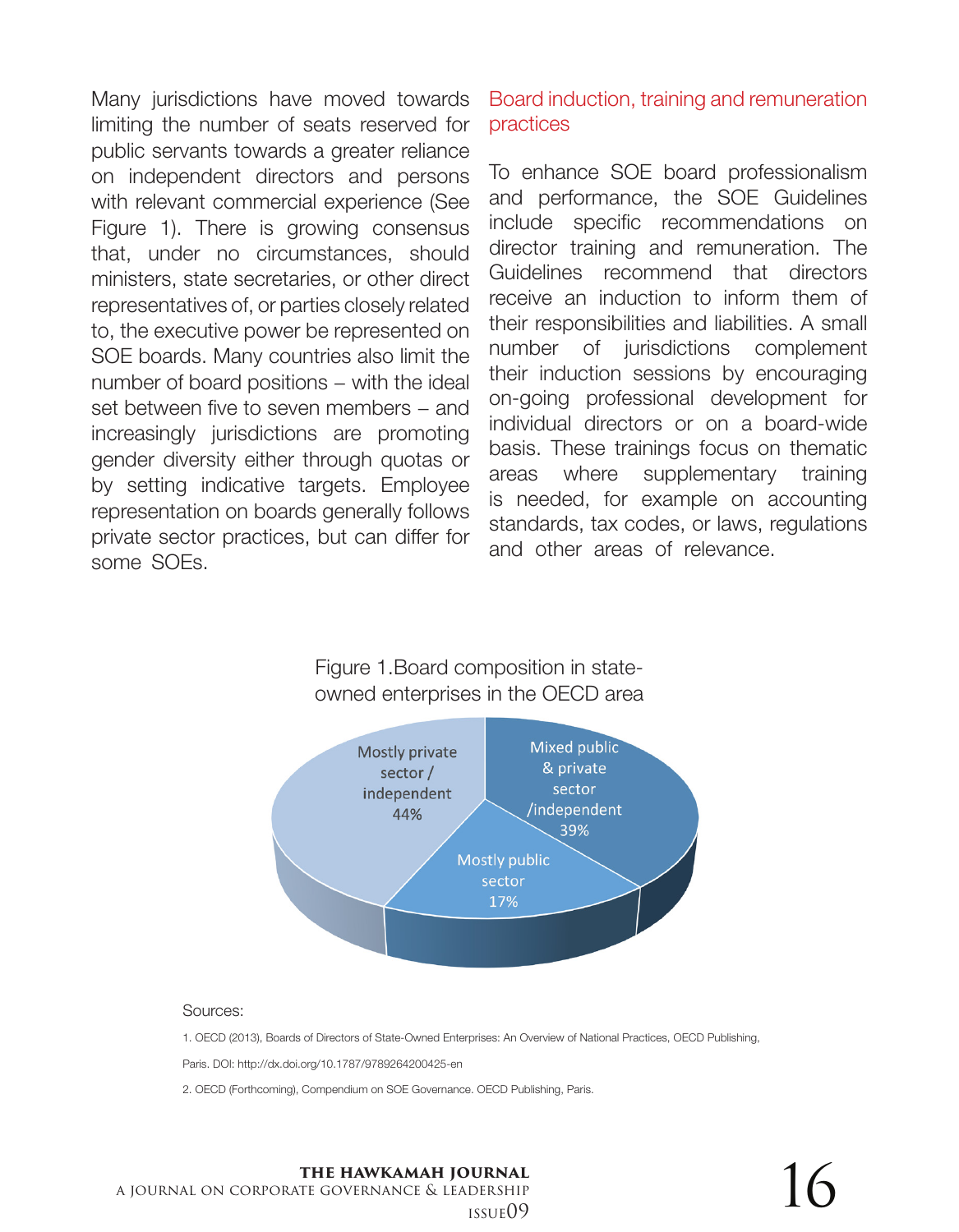Many jurisdictions have moved towards limiting the number of seats reserved for public servants towards a greater reliance on independent directors and persons with relevant commercial experience (See Figure 1). There is growing consensus that, under no circumstances, should ministers, state secretaries, or other direct representatives of, or parties closely related to, the executive power be represented on SOE boards. Many countries also limit the number of board positions – with the ideal set between five to seven members – and increasingly jurisdictions are promoting gender diversity either through quotas or by setting indicative targets. Employee representation on boards generally follows private sector practices, but can differ for some SOEs.

## Board induction, training and remuneration practices

To enhance SOE board professionalism and performance, the SOE Guidelines include specific recommendations on director training and remuneration. The Guidelines recommend that directors receive an induction to inform them of their responsibilities and liabilities. A small number of jurisdictions complement their induction sessions by encouraging on-going professional development for individual directors or on a board-wide basis. These trainings focus on thematic areas where supplementary training is needed, for example on accounting standards, tax codes, or laws, regulations and other areas of relevance.

Figure 1.Board composition in state-owned enterprises in the OECD area

| Category | Share |
|---|---|
| Mostly private sector / independent | 44% |
| Mixed public & private sector /independent | 39% |
| Mostly public sector | 17% |

Sources:

1. OECD (2013), Boards of Directors of State-Owned Enterprises: An Overview of National Practices, OECD Publishing, Paris. DOI: http://dx.doi.org/10.1787/9789264200425-en

2. OECD (Forthcoming), Compendium on SOE Governance. OECD Publishing, Paris.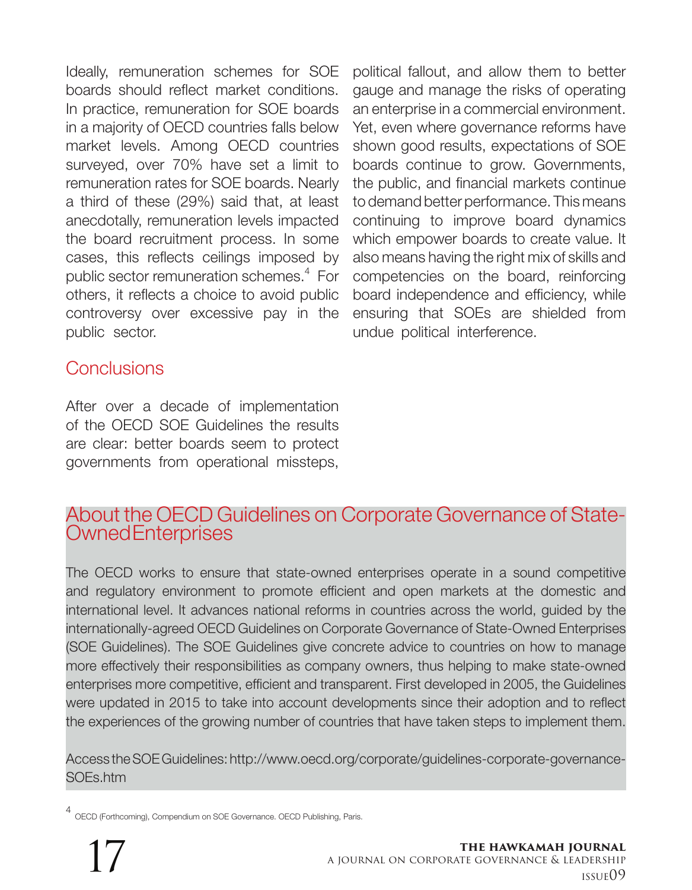Ideally, remuneration schemes for SOE boards should reflect market conditions. In practice, remuneration for SOE boards in a majority of OECD countries falls below market levels. Among OECD countries surveyed, over 70% have set a limit to remuneration rates for SOE boards. Nearly a third of these (29%) said that, at least anecdotally, remuneration levels impacted the board recruitment process. In some cases, this reflects ceilings imposed by public sector remuneration schemes.[4] For others, it reflects a choice to avoid public controversy over excessive pay in the public sector.

## Conclusions

After over a decade of implementation of the OECD SOE Guidelines the results are clear: better boards seem to protect governments from operational missteps, political fallout, and allow them to better gauge and manage the risks of operating an enterprise in a commercial environment. Yet, even where governance reforms have shown good results, expectations of SOE boards continue to grow. Governments, the public, and financial markets continue to demand better performance. This means continuing to improve board dynamics which empower boards to create value. It also means having the right mix of skills and competencies on the board, reinforcing board independence and efficiency, while ensuring that SOEs are shielded from undue political interference.

## About the OECD Guidelines on Corporate Governance of State-Owned Enterprises

The OECD works to ensure that state-owned enterprises operate in a sound competitive and regulatory environment to promote efficient and open markets at the domestic and international level. It advances national reforms in countries across the world, guided by the internationally-agreed OECD Guidelines on Corporate Governance of State-Owned Enterprises (SOE Guidelines). The SOE Guidelines give concrete advice to countries on how to manage more effectively their responsibilities as company owners, thus helping to make state-owned enterprises more competitive, efficient and transparent. First developed in 2005, the Guidelines were updated in 2015 to take into account developments since their adoption and to reflect the experiences of the growing number of countries that have taken steps to implement them.

Access the SOE Guidelines: http://www.oecd.org/corporate/guidelines-corporate-governance-SOEs.htm

[4] OECD (Forthcoming), Compendium on SOE Governance. OECD Publishing, Paris.